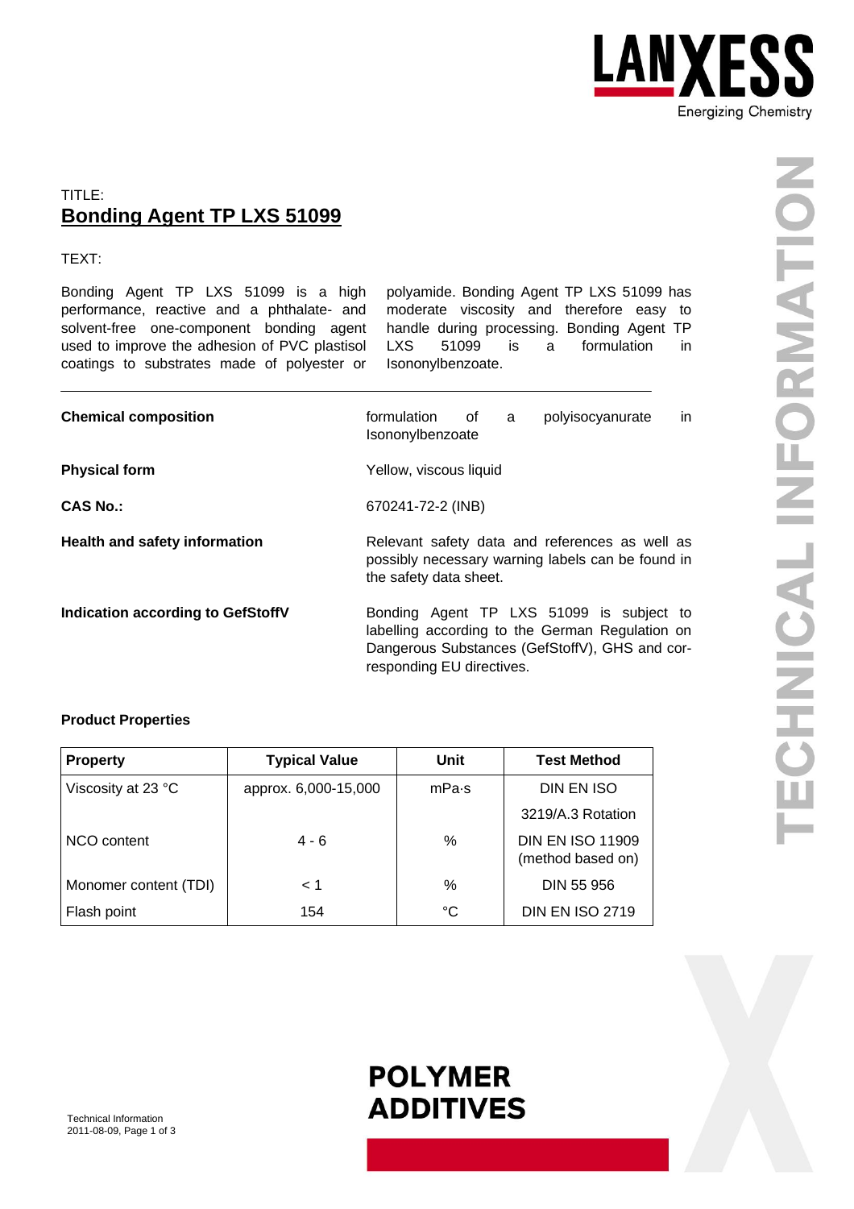TITLE:

# Bonding Agent TP LXS 51099

TEXT:

Bonding Agent TP LXS 51099 is a high performance, reactive and a phthalate- and solvent-free one-component bonding agent used to improve the adhesion of PVC plastisol coatings to substrates made of polyester or polyamide. Bonding Agent TP LXS 51099 has moderate viscosity and therefore easy to handle during processing. Bonding Agent TP LXS 51099 is a formulation in Isononylbenzoate.

---

**Chemical composition**

formulation of a polyisocyanurate in Isononylbenzoate

**Physical form**

Yellow, viscous liquid

**CAS No.:**

670241-72-2 (INB)

**Health and safety information**

Relevant safety data and references as well as possibly necessary warning labels can be found in the safety data sheet.

**Indication according to GefStoffV**

Bonding Agent TP LXS 51099 is subject to labelling according to the German Regulation on Dangerous Substances (GefStoffV), GHS and corresponding EU directives.

**Product Properties**

| Property | Typical Value | Unit | Test Method |
|---|---|---|---|
| Viscosity at 23 °C | approx. 6,000-15,000 | mPa·s | DIN EN ISO 3219/A.3 Rotation |
| NCO content | 4 - 6 | % | DIN EN ISO 11909 (method based on) |
| Monomer content (TDI) | < 1 | % | DIN 55 956 |
| Flash point | 154 | °C | DIN EN ISO 2719 |

Technical Information
2011-08-09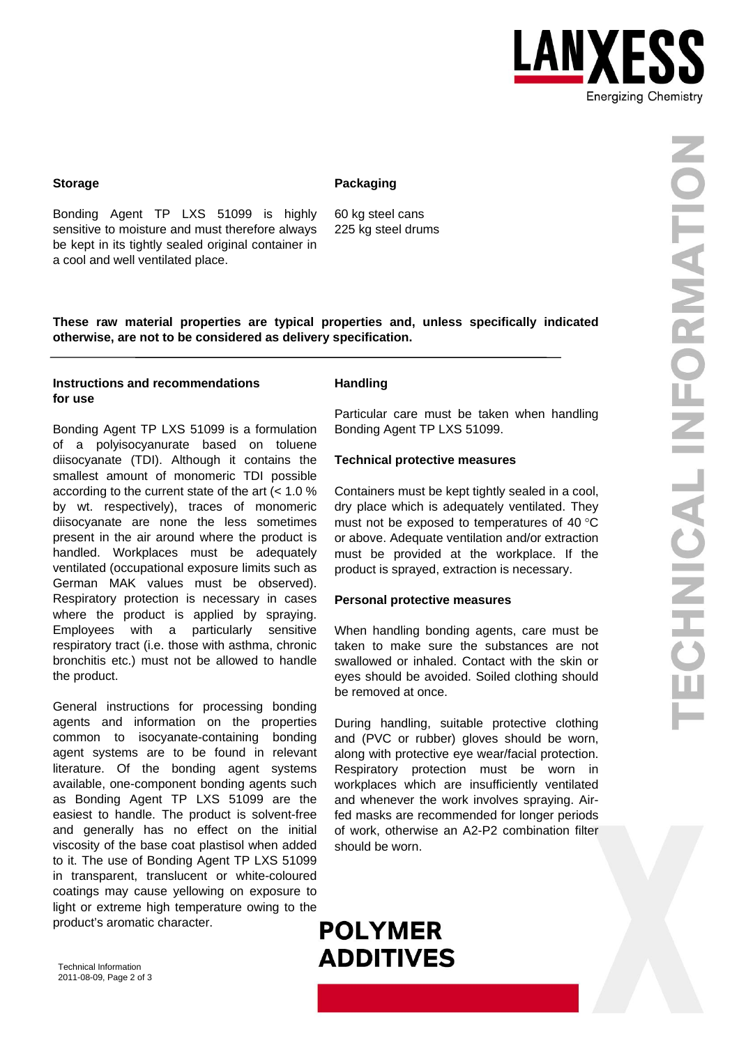## Storage

Bonding Agent TP LXS 51099 is highly sensitive to moisture and must therefore always be kept in its tightly sealed original container in a cool and well ventilated place.

## Packaging

60 kg steel cans
225 kg steel drums

**These raw material properties are typical properties and, unless specifically indicated otherwise, are not to be considered as delivery specification.**

---

## Instructions and recommendations for use

Bonding Agent TP LXS 51099 is a formulation of a polyisocyanurate based on toluene diisocyanate (TDI). Although it contains the smallest amount of monomeric TDI possible according to the current state of the art (< 1.0 % by wt. respectively), traces of monomeric diisocyanate are none the less sometimes present in the air around where the product is handled. Workplaces must be adequately ventilated (occupational exposure limits such as German MAK values must be observed). Respiratory protection is necessary in cases where the product is applied by spraying. Employees with a particularly sensitive respiratory tract (i.e. those with asthma, chronic bronchitis etc.) must not be allowed to handle the product.

General instructions for processing bonding agents and information on the properties common to isocyanate-containing bonding agent systems are to be found in relevant literature. Of the bonding agent systems available, one-component bonding agents such as Bonding Agent TP LXS 51099 are the easiest to handle. The product is solvent-free and generally has no effect on the initial viscosity of the base coat plastisol when added to it. The use of Bonding Agent TP LXS 51099 in transparent, translucent or white-coloured coatings may cause yellowing on exposure to light or extreme high temperature owing to the product's aromatic character.

## Handling

Particular care must be taken when handling Bonding Agent TP LXS 51099.

### Technical protective measures

Containers must be kept tightly sealed in a cool, dry place which is adequately ventilated. They must not be exposed to temperatures of 40 °C or above. Adequate ventilation and/or extraction must be provided at the workplace. If the product is sprayed, extraction is necessary.

### Personal protective measures

When handling bonding agents, care must be taken to make sure the substances are not swallowed or inhaled. Contact with the skin or eyes should be avoided. Soiled clothing should be removed at once.

During handling, suitable protective clothing and (PVC or rubber) gloves should be worn, along with protective eye wear/facial protection. Respiratory protection must be worn in workplaces which are insufficiently ventilated and whenever the work involves spraying. Air-fed masks are recommended for longer periods of work, otherwise an A2-P2 combination filter should be worn.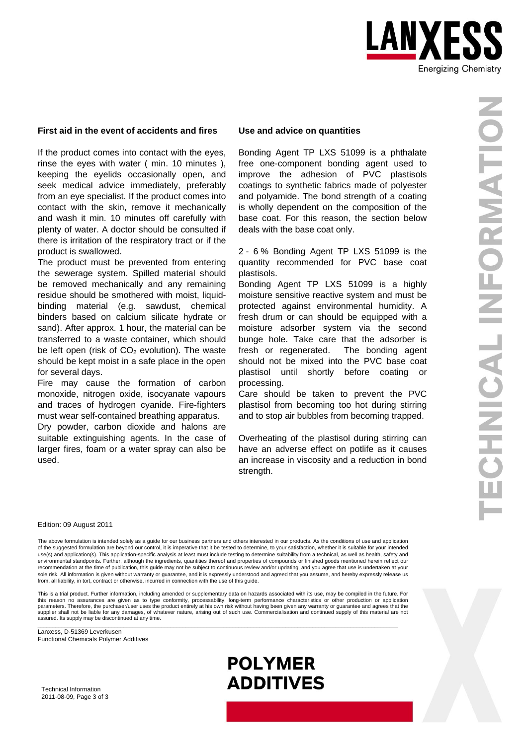## First aid in the event of accidents and fires

If the product comes into contact with the eyes, rinse the eyes with water ( min. 10 minutes ), keeping the eyelids occasionally open, and seek medical advice immediately, preferably from an eye specialist. If the product comes into contact with the skin, remove it mechanically and wash it min. 10 minutes off carefully with plenty of water. A doctor should be consulted if there is irritation of the respiratory tract or if the product is swallowed.

The product must be prevented from entering the sewerage system. Spilled material should be removed mechanically and any remaining residue should be smothered with moist, liquid-binding material (e.g. sawdust, chemical binders based on calcium silicate hydrate or sand). After approx. 1 hour, the material can be transferred to a waste container, which should be left open (risk of $CO_2$ evolution). The waste should be kept moist in a safe place in the open for several days.

Fire may cause the formation of carbon monoxide, nitrogen oxide, isocyanate vapours and traces of hydrogen cyanide. Fire-fighters must wear self-contained breathing apparatus.

Dry powder, carbon dioxide and halons are suitable extinguishing agents. In the case of larger fires, foam or a water spray can also be used.

## Use and advice on quantities

Bonding Agent TP LXS 51099 is a phthalate free one-component bonding agent used to improve the adhesion of PVC plastisols coatings to synthetic fabrics made of polyester and polyamide. The bond strength of a coating is wholly dependent on the composition of the base coat. For this reason, the section below deals with the base coat only.

2 - 6 % Bonding Agent TP LXS 51099 is the quantity recommended for PVC base coat plastisols.

Bonding Agent TP LXS 51099 is a highly moisture sensitive reactive system and must be protected against environmental humidity. A fresh drum or can should be equipped with a moisture adsorber system via the second bunge hole. Take care that the adsorber is fresh or regenerated. The bonding agent should not be mixed into the PVC base coat plastisol until shortly before coating or processing.

Care should be taken to prevent the PVC plastisol from becoming too hot during stirring and to stop air bubbles from becoming trapped.

Overheating of the plastisol during stirring can have an adverse effect on potlife as it causes an increase in viscosity and a reduction in bond strength.

Edition: 09 August 2011

The above formulation is intended solely as a guide for our business partners and others interested in our products. As the conditions of use and application of the suggested formulation are beyond our control, it is imperative that it be tested to determine, to your satisfaction, whether it is suitable for your intended use(s) and application(s). This application-specific analysis at least must include testing to determine suitability from a technical, as well as health, safety and environmental standpoints. Further, although the ingredients, quantities thereof and properties of compounds or finished goods mentioned herein reflect our recommendation at the time of publication, this guide may not be subject to continuous review and/or updating, and you agree that use is undertaken at your sole risk. All information is given without warranty or guarantee, and it is expressly understood and agreed that you assume, and hereby expressly release us from, all liability, in tort, contract or otherwise, incurred in connection with the use of this guide.

This is a trial product. Further information, including amended or supplementary data on hazards associated with its use, may be compiled in the future. For this reason no assurances are given as to type conformity, processability, long-term performance characteristics or other production or application parameters. Therefore, the purchaser/user uses the product entirely at his own risk without having been given any warranty or guarantee and agrees that the supplier shall not be liable for any damages, of whatever nature, arising out of such use. Commercialisation and continued supply of this material are not assured. Its supply may be discontinued at any time.

Lanxess, D-51369 Leverkusen
Functional Chemicals Polymer Additives